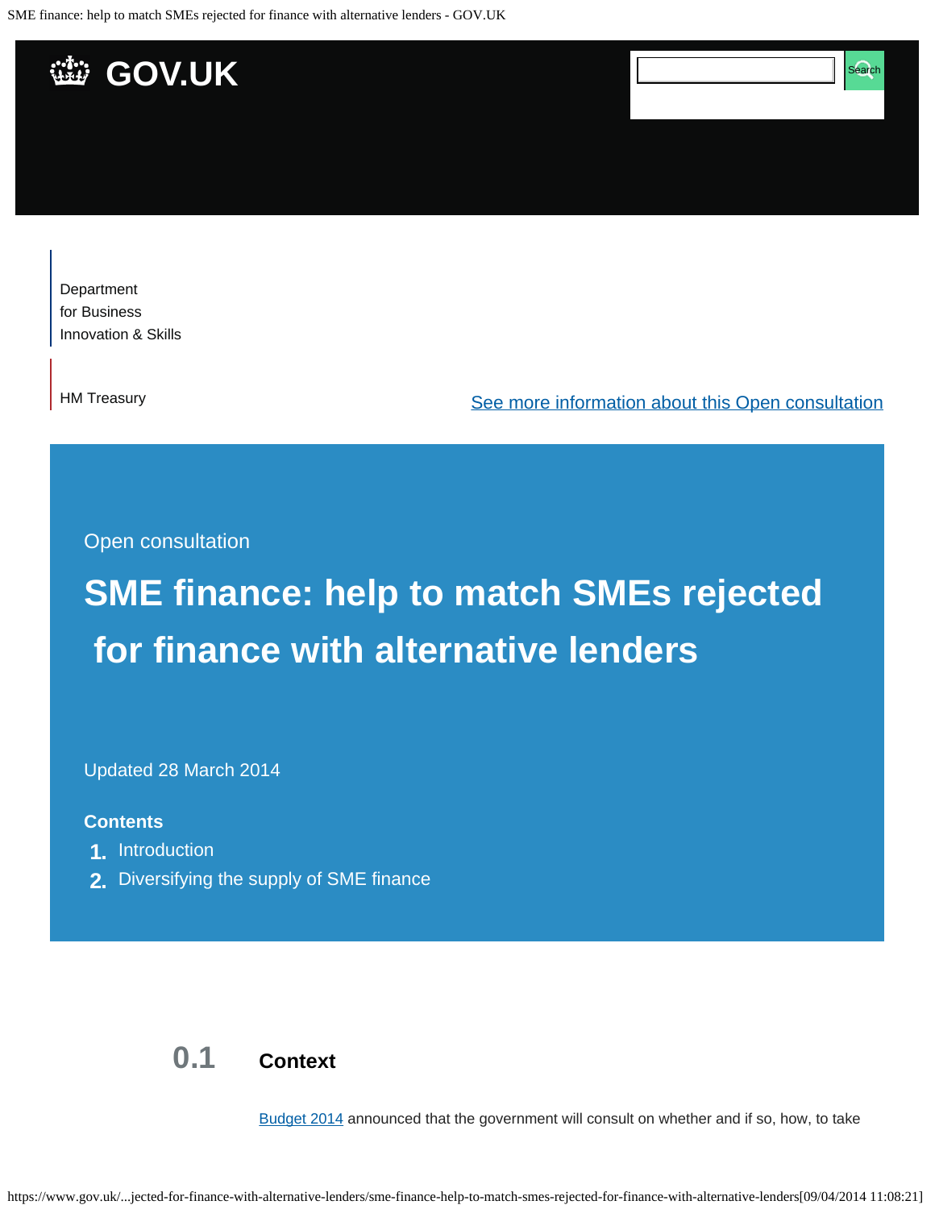# GOV.UK

Department for Business Innovation & Skills

HM Treasury

[See more information about this Open consultation]

Open consultation

# SME finance: help to match SMEs rejected for finance with alternative lenders

Updated 28 March 2014

**Contents**

1. Introduction
2. Diversifying the supply of SME finance

## 0.1 Context

Budget 2014 announced that the government will consult on whether and if so, how, to take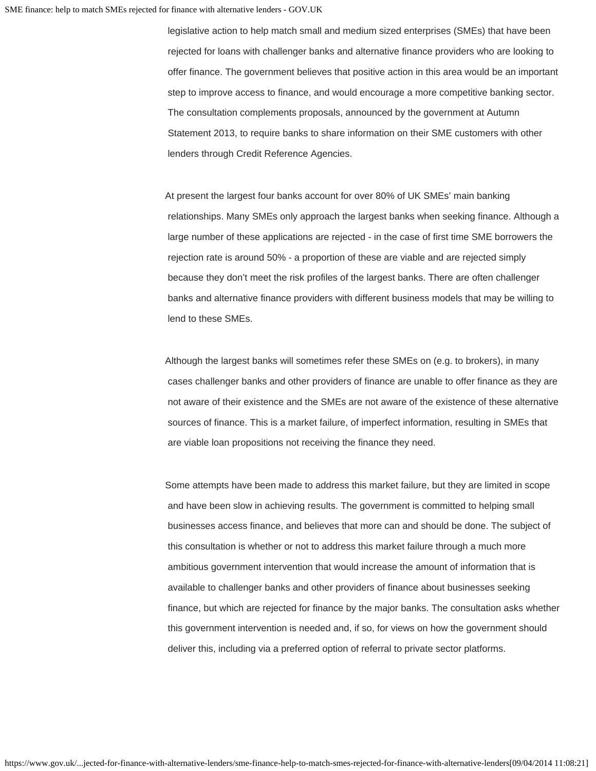legislative action to help match small and medium sized enterprises (SMEs) that have been rejected for loans with challenger banks and alternative finance providers who are looking to offer finance. The government believes that positive action in this area would be an important step to improve access to finance, and would encourage a more competitive banking sector. The consultation complements proposals, announced by the government at Autumn Statement 2013, to require banks to share information on their SME customers with other lenders through Credit Reference Agencies.

At present the largest four banks account for over 80% of UK SMEs' main banking relationships. Many SMEs only approach the largest banks when seeking finance. Although a large number of these applications are rejected - in the case of first time SME borrowers the rejection rate is around 50% - a proportion of these are viable and are rejected simply because they don't meet the risk profiles of the largest banks. There are often challenger banks and alternative finance providers with different business models that may be willing to lend to these SMEs.

Although the largest banks will sometimes refer these SMEs on (e.g. to brokers), in many cases challenger banks and other providers of finance are unable to offer finance as they are not aware of their existence and the SMEs are not aware of the existence of these alternative sources of finance. This is a market failure, of imperfect information, resulting in SMEs that are viable loan propositions not receiving the finance they need.

Some attempts have been made to address this market failure, but they are limited in scope and have been slow in achieving results. The government is committed to helping small businesses access finance, and believes that more can and should be done. The subject of this consultation is whether or not to address this market failure through a much more ambitious government intervention that would increase the amount of information that is available to challenger banks and other providers of finance about businesses seeking finance, but which are rejected for finance by the major banks. The consultation asks whether this government intervention is needed and, if so, for views on how the government should deliver this, including via a preferred option of referral to private sector platforms.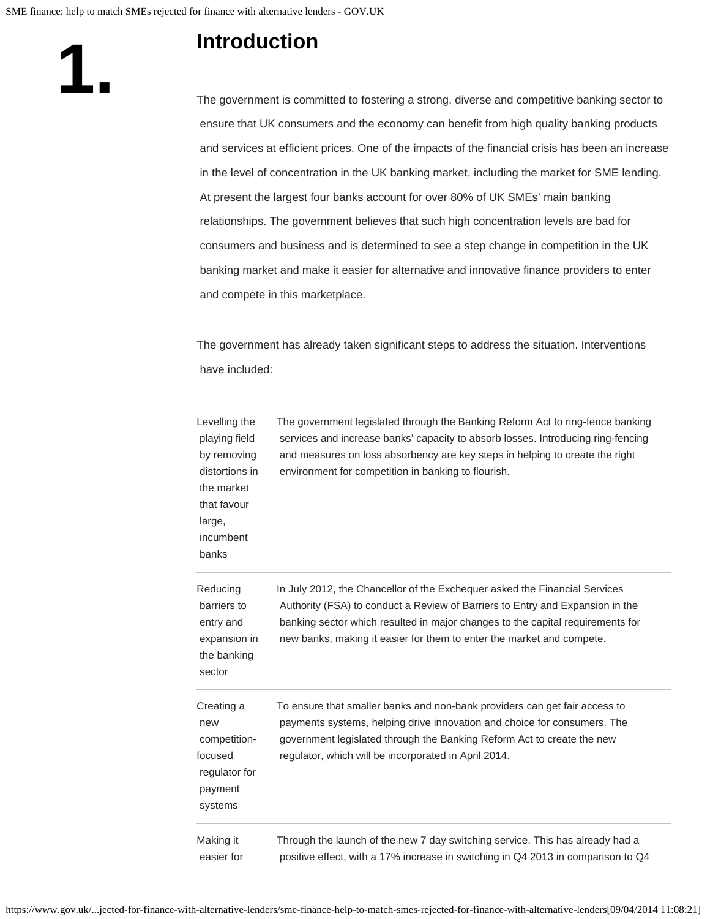# 1. Introduction

The government is committed to fostering a strong, diverse and competitive banking sector to ensure that UK consumers and the economy can benefit from high quality banking products and services at efficient prices. One of the impacts of the financial crisis has been an increase in the level of concentration in the UK banking market, including the market for SME lending. At present the largest four banks account for over 80% of UK SMEs' main banking relationships. The government believes that such high concentration levels are bad for consumers and business and is determined to see a step change in competition in the UK banking market and make it easier for alternative and innovative finance providers to enter and compete in this marketplace.

The government has already taken significant steps to address the situation. Interventions have included:

| | |
|---|---|
| Levelling the playing field by removing distortions in the market that favour large, incumbent banks | The government legislated through the Banking Reform Act to ring-fence banking services and increase banks' capacity to absorb losses. Introducing ring-fencing and measures on loss absorbency are key steps in helping to create the right environment for competition in banking to flourish. |
| Reducing barriers to entry and expansion in the banking sector | In July 2012, the Chancellor of the Exchequer asked the Financial Services Authority (FSA) to conduct a Review of Barriers to Entry and Expansion in the banking sector which resulted in major changes to the capital requirements for new banks, making it easier for them to enter the market and compete. |
| Creating a new competition-focused regulator for payment systems | To ensure that smaller banks and non-bank providers can get fair access to payments systems, helping drive innovation and choice for consumers. The government legislated through the Banking Reform Act to create the new regulator, which will be incorporated in April 2014. |
| Making it easier for | Through the launch of the new 7 day switching service. This has already had a positive effect, with a 17% increase in switching in Q4 2013 in comparison to Q4 |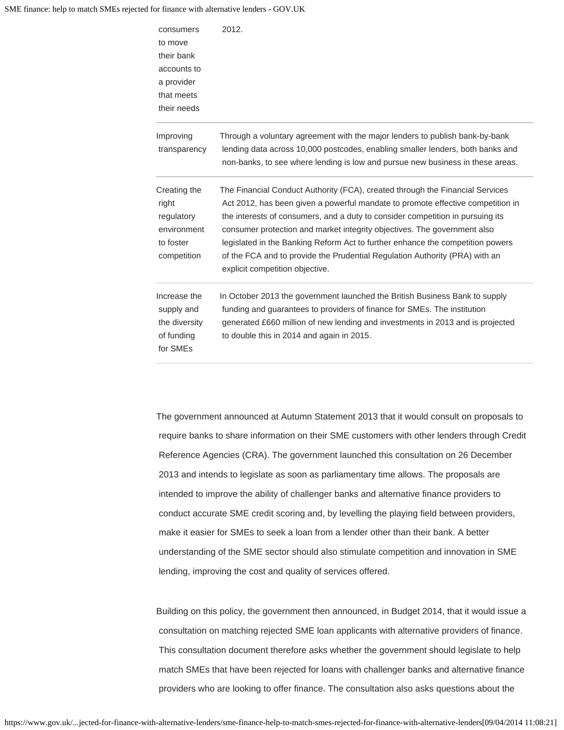| | |
|---|---|
| consumers to move their bank accounts to a provider that meets their needs | 2012. |
| Improving transparency | Through a voluntary agreement with the major lenders to publish bank-by-bank lending data across 10,000 postcodes, enabling smaller lenders, both banks and non-banks, to see where lending is low and pursue new business in these areas. |
| Creating the right regulatory environment to foster competition | The Financial Conduct Authority (FCA), created through the Financial Services Act 2012, has been given a powerful mandate to promote effective competition in the interests of consumers, and a duty to consider competition in pursuing its consumer protection and market integrity objectives. The government also legislated in the Banking Reform Act to further enhance the competition powers of the FCA and to provide the Prudential Regulation Authority (PRA) with an explicit competition objective. |
| Increase the supply and the diversity of funding for SMEs | In October 2013 the government launched the British Business Bank to supply funding and guarantees to providers of finance for SMEs. The institution generated £660 million of new lending and investments in 2013 and is projected to double this in 2014 and again in 2015. |

The government announced at Autumn Statement 2013 that it would consult on proposals to require banks to share information on their SME customers with other lenders through Credit Reference Agencies (CRA). The government launched this consultation on 26 December 2013 and intends to legislate as soon as parliamentary time allows. The proposals are intended to improve the ability of challenger banks and alternative finance providers to conduct accurate SME credit scoring and, by levelling the playing field between providers, make it easier for SMEs to seek a loan from a lender other than their bank. A better understanding of the SME sector should also stimulate competition and innovation in SME lending, improving the cost and quality of services offered.

Building on this policy, the government then announced, in Budget 2014, that it would issue a consultation on matching rejected SME loan applicants with alternative providers of finance. This consultation document therefore asks whether the government should legislate to help match SMEs that have been rejected for loans with challenger banks and alternative finance providers who are looking to offer finance. The consultation also asks questions about the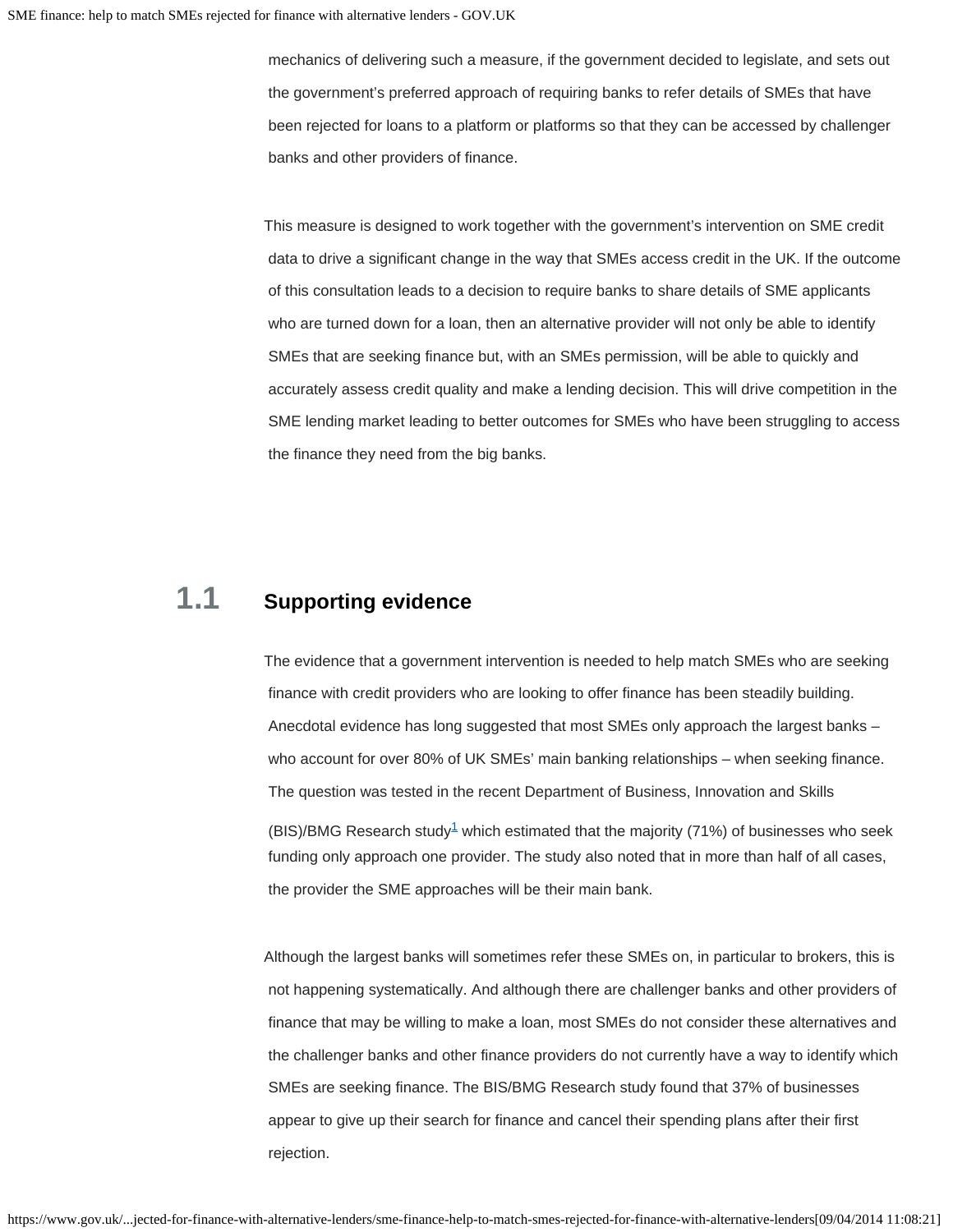mechanics of delivering such a measure, if the government decided to legislate, and sets out the government's preferred approach of requiring banks to refer details of SMEs that have been rejected for loans to a platform or platforms so that they can be accessed by challenger banks and other providers of finance.

This measure is designed to work together with the government's intervention on SME credit data to drive a significant change in the way that SMEs access credit in the UK. If the outcome of this consultation leads to a decision to require banks to share details of SME applicants who are turned down for a loan, then an alternative provider will not only be able to identify SMEs that are seeking finance but, with an SMEs permission, will be able to quickly and accurately assess credit quality and make a lending decision. This will drive competition in the SME lending market leading to better outcomes for SMEs who have been struggling to access the finance they need from the big banks.

## 1.1 Supporting evidence

The evidence that a government intervention is needed to help match SMEs who are seeking finance with credit providers who are looking to offer finance has been steadily building. Anecdotal evidence has long suggested that most SMEs only approach the largest banks – who account for over 80% of UK SMEs' main banking relationships – when seeking finance. The question was tested in the recent Department of Business, Innovation and Skills (BIS)/BMG Research study[1] which estimated that the majority (71%) of businesses who seek funding only approach one provider. The study also noted that in more than half of all cases, the provider the SME approaches will be their main bank.

Although the largest banks will sometimes refer these SMEs on, in particular to brokers, this is not happening systematically. And although there are challenger banks and other providers of finance that may be willing to make a loan, most SMEs do not consider these alternatives and the challenger banks and other finance providers do not currently have a way to identify which SMEs are seeking finance. The BIS/BMG Research study found that 37% of businesses appear to give up their search for finance and cancel their spending plans after their first rejection.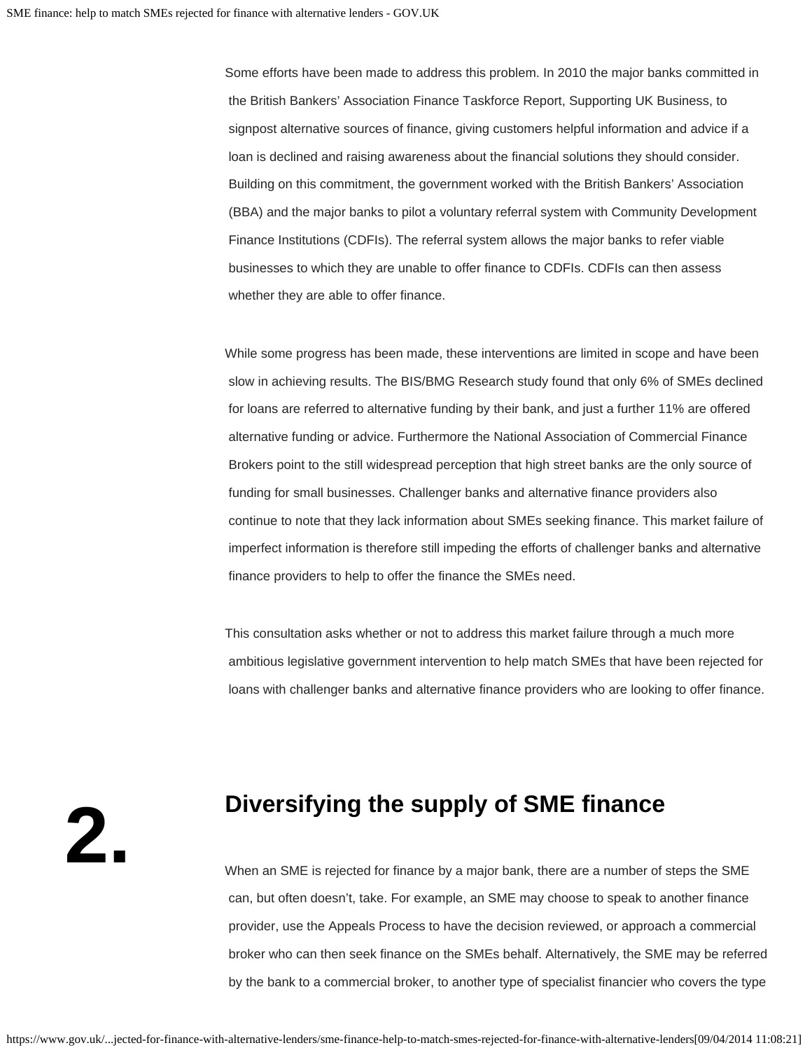Some efforts have been made to address this problem. In 2010 the major banks committed in the British Bankers' Association Finance Taskforce Report, Supporting UK Business, to signpost alternative sources of finance, giving customers helpful information and advice if a loan is declined and raising awareness about the financial solutions they should consider. Building on this commitment, the government worked with the British Bankers' Association (BBA) and the major banks to pilot a voluntary referral system with Community Development Finance Institutions (CDFIs). The referral system allows the major banks to refer viable businesses to which they are unable to offer finance to CDFIs. CDFIs can then assess whether they are able to offer finance.

While some progress has been made, these interventions are limited in scope and have been slow in achieving results. The BIS/BMG Research study found that only 6% of SMEs declined for loans are referred to alternative funding by their bank, and just a further 11% are offered alternative funding or advice. Furthermore the National Association of Commercial Finance Brokers point to the still widespread perception that high street banks are the only source of funding for small businesses. Challenger banks and alternative finance providers also continue to note that they lack information about SMEs seeking finance. This market failure of imperfect information is therefore still impeding the efforts of challenger banks and alternative finance providers to help to offer the finance the SMEs need.

This consultation asks whether or not to address this market failure through a much more ambitious legislative government intervention to help match SMEs that have been rejected for loans with challenger banks and alternative finance providers who are looking to offer finance.

## 2. Diversifying the supply of SME finance

When an SME is rejected for finance by a major bank, there are a number of steps the SME can, but often doesn't, take. For example, an SME may choose to speak to another finance provider, use the Appeals Process to have the decision reviewed, or approach a commercial broker who can then seek finance on the SMEs behalf. Alternatively, the SME may be referred by the bank to a commercial broker, to another type of specialist financier who covers the type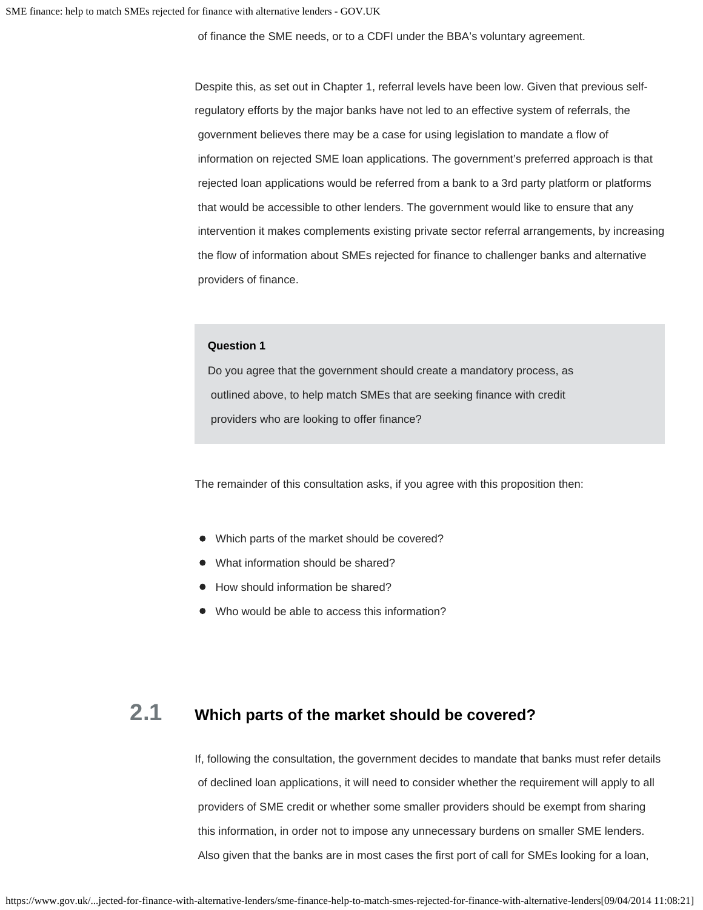of finance the SME needs, or to a CDFI under the BBA's voluntary agreement.

Despite this, as set out in Chapter 1, referral levels have been low. Given that previous self-regulatory efforts by the major banks have not led to an effective system of referrals, the government believes there may be a case for using legislation to mandate a flow of information on rejected SME loan applications. The government's preferred approach is that rejected loan applications would be referred from a bank to a 3rd party platform or platforms that would be accessible to other lenders. The government would like to ensure that any intervention it makes complements existing private sector referral arrangements, by increasing the flow of information about SMEs rejected for finance to challenger banks and alternative providers of finance.

> **Question 1**
>
> Do you agree that the government should create a mandatory process, as outlined above, to help match SMEs that are seeking finance with credit providers who are looking to offer finance?

The remainder of this consultation asks, if you agree with this proposition then:

- Which parts of the market should be covered?
- What information should be shared?
- How should information be shared?
- Who would be able to access this information?

## 2.1 Which parts of the market should be covered?

If, following the consultation, the government decides to mandate that banks must refer details of declined loan applications, it will need to consider whether the requirement will apply to all providers of SME credit or whether some smaller providers should be exempt from sharing this information, in order not to impose any unnecessary burdens on smaller SME lenders. Also given that the banks are in most cases the first port of call for SMEs looking for a loan,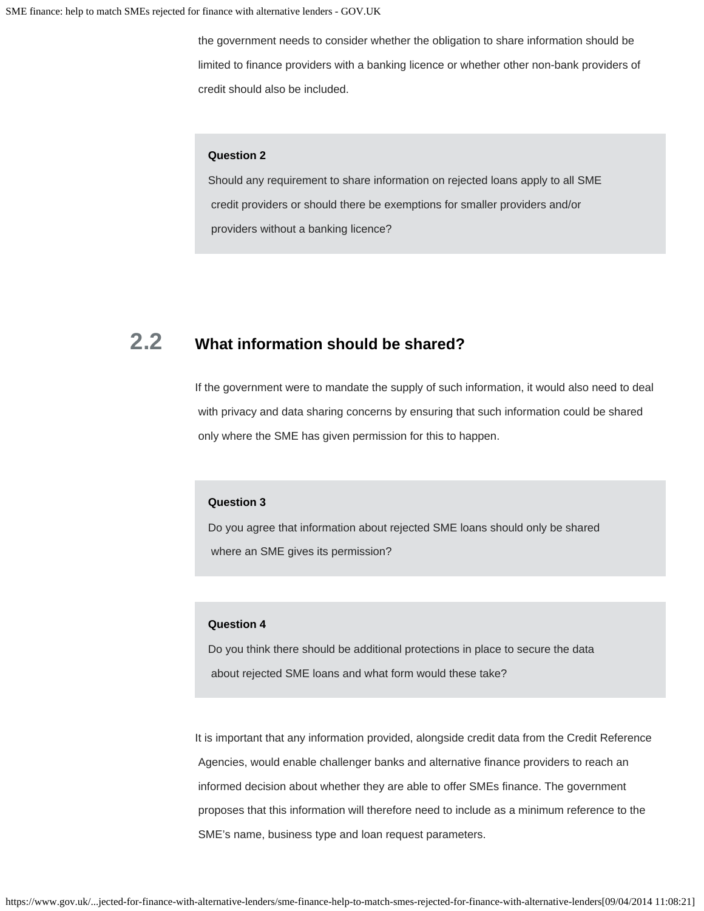the government needs to consider whether the obligation to share information should be limited to finance providers with a banking licence or whether other non-bank providers of credit should also be included.

**Question 2**

Should any requirement to share information on rejected loans apply to all SME credit providers or should there be exemptions for smaller providers and/or providers without a banking licence?

## 2.2 What information should be shared?

If the government were to mandate the supply of such information, it would also need to deal with privacy and data sharing concerns by ensuring that such information could be shared only where the SME has given permission for this to happen.

**Question 3**

Do you agree that information about rejected SME loans should only be shared where an SME gives its permission?

**Question 4**

Do you think there should be additional protections in place to secure the data about rejected SME loans and what form would these take?

It is important that any information provided, alongside credit data from the Credit Reference Agencies, would enable challenger banks and alternative finance providers to reach an informed decision about whether they are able to offer SMEs finance. The government proposes that this information will therefore need to include as a minimum reference to the SME's name, business type and loan request parameters.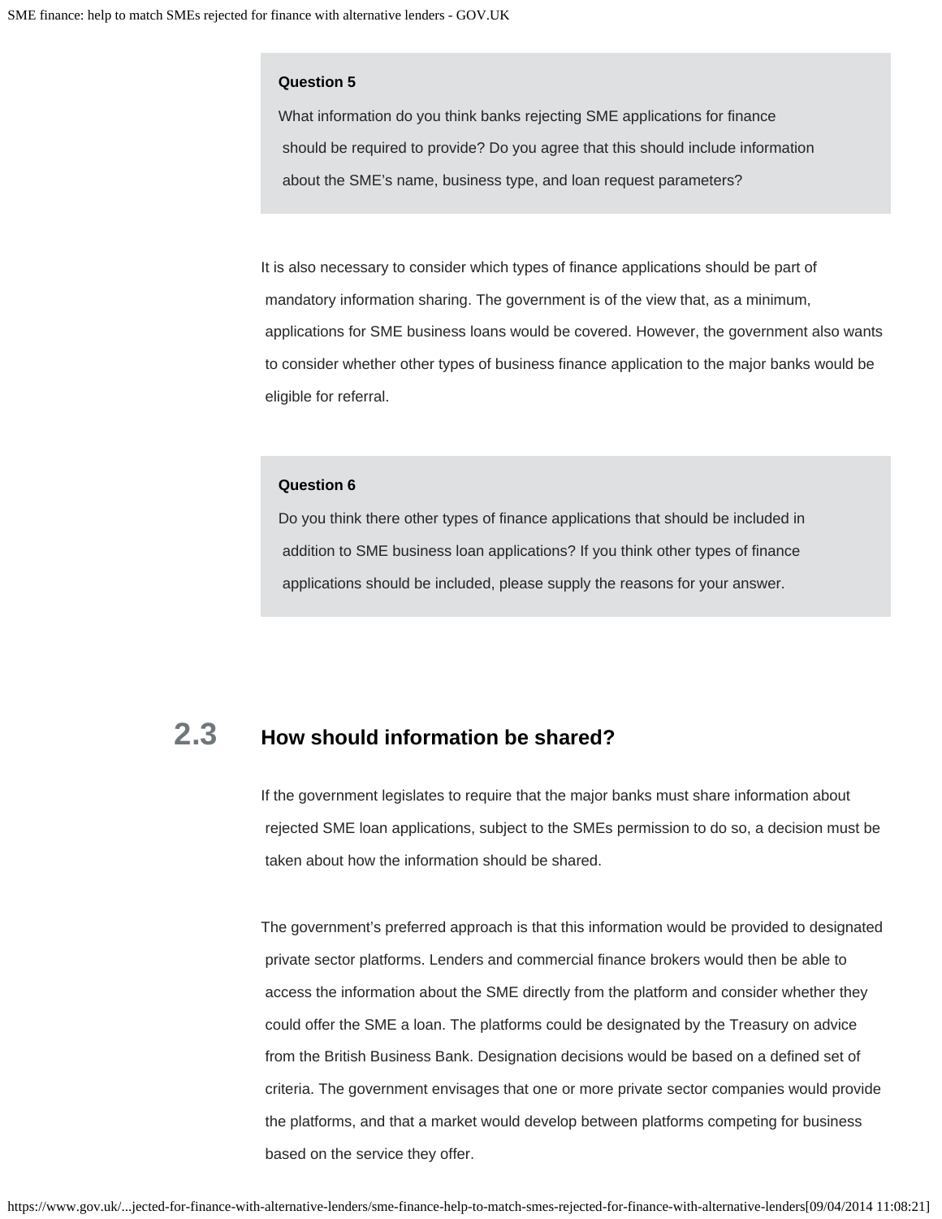**Question 5**

What information do you think banks rejecting SME applications for finance should be required to provide? Do you agree that this should include information about the SME's name, business type, and loan request parameters?

It is also necessary to consider which types of finance applications should be part of mandatory information sharing. The government is of the view that, as a minimum, applications for SME business loans would be covered. However, the government also wants to consider whether other types of business finance application to the major banks would be eligible for referral.

**Question 6**

Do you think there other types of finance applications that should be included in addition to SME business loan applications? If you think other types of finance applications should be included, please supply the reasons for your answer.

## 2.3 How should information be shared?

If the government legislates to require that the major banks must share information about rejected SME loan applications, subject to the SMEs permission to do so, a decision must be taken about how the information should be shared.

The government's preferred approach is that this information would be provided to designated private sector platforms. Lenders and commercial finance brokers would then be able to access the information about the SME directly from the platform and consider whether they could offer the SME a loan. The platforms could be designated by the Treasury on advice from the British Business Bank. Designation decisions would be based on a defined set of criteria. The government envisages that one or more private sector companies would provide the platforms, and that a market would develop between platforms competing for business based on the service they offer.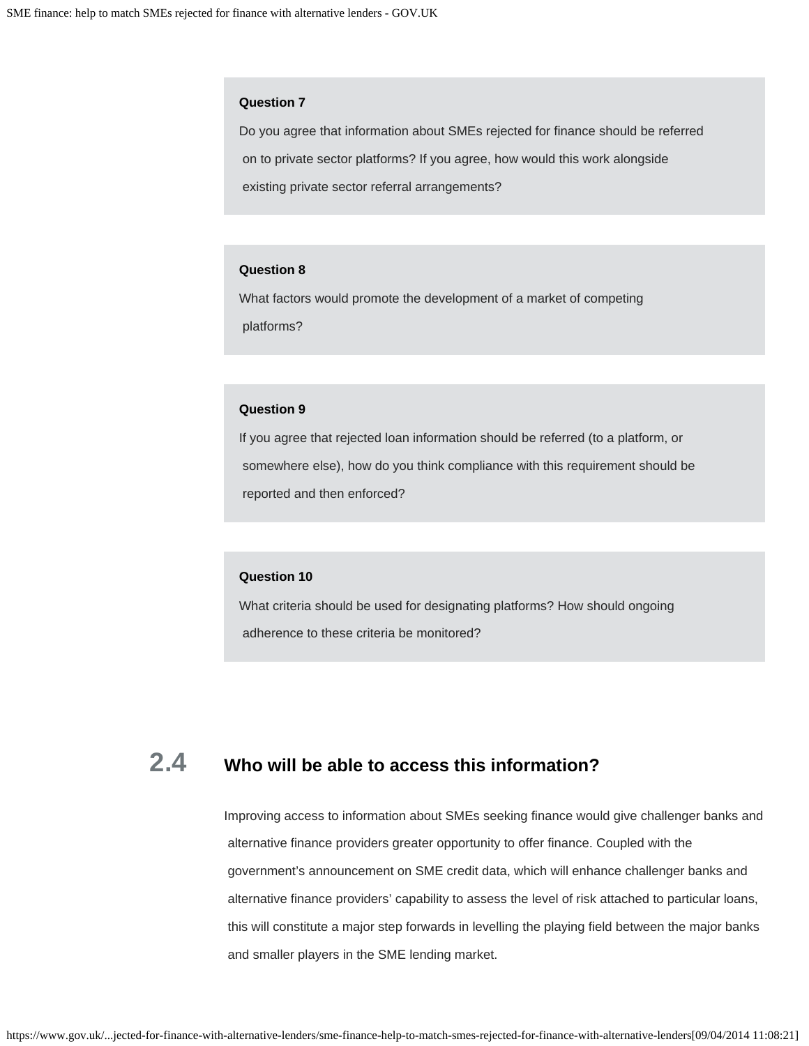**Question 7**

Do you agree that information about SMEs rejected for finance should be referred on to private sector platforms? If you agree, how would this work alongside existing private sector referral arrangements?

**Question 8**

What factors would promote the development of a market of competing platforms?

**Question 9**

If you agree that rejected loan information should be referred (to a platform, or somewhere else), how do you think compliance with this requirement should be reported and then enforced?

**Question 10**

What criteria should be used for designating platforms? How should ongoing adherence to these criteria be monitored?

## 2.4 Who will be able to access this information?

Improving access to information about SMEs seeking finance would give challenger banks and alternative finance providers greater opportunity to offer finance. Coupled with the government's announcement on SME credit data, which will enhance challenger banks and alternative finance providers' capability to assess the level of risk attached to particular loans, this will constitute a major step forwards in levelling the playing field between the major banks and smaller players in the SME lending market.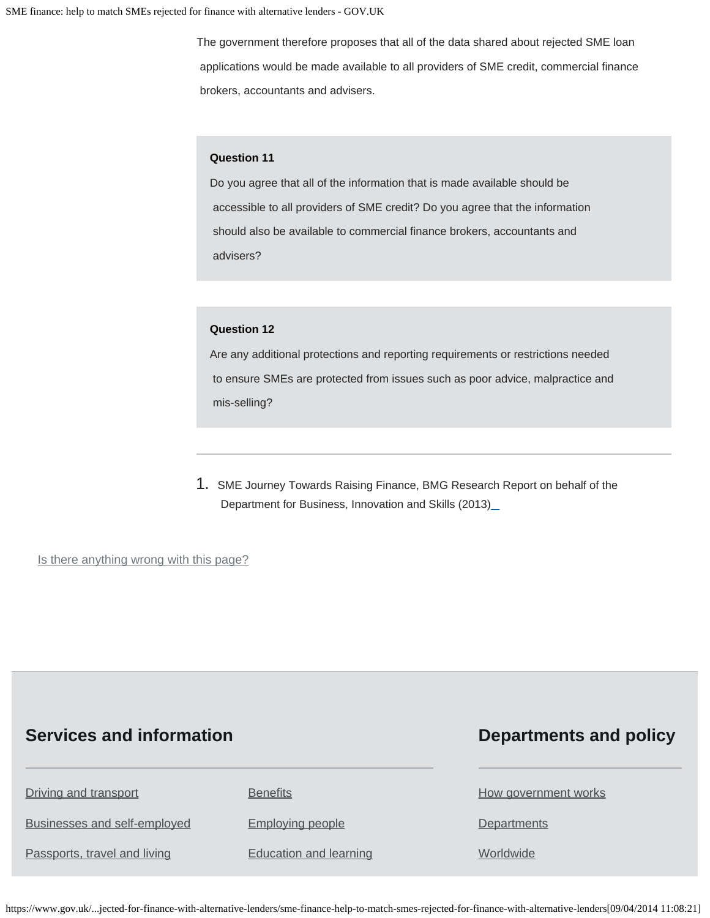The government therefore proposes that all of the data shared about rejected SME loan applications would be made available to all providers of SME credit, commercial finance brokers, accountants and advisers.

**Question 11**

Do you agree that all of the information that is made available should be accessible to all providers of SME credit? Do you agree that the information should also be available to commercial finance brokers, accountants and advisers?

**Question 12**

Are any additional protections and reporting requirements or restrictions needed to ensure SMEs are protected from issues such as poor advice, malpractice and mis-selling?

---

1. SME Journey Towards Raising Finance, BMG Research Report on behalf of the Department for Business, Innovation and Skills (2013)

Is there anything wrong with this page?

## Services and information

Driving and transport

Businesses and self-employed

Passports, travel and living

Benefits

Employing people

Education and learning

## Departments and policy

How government works

Departments

Worldwide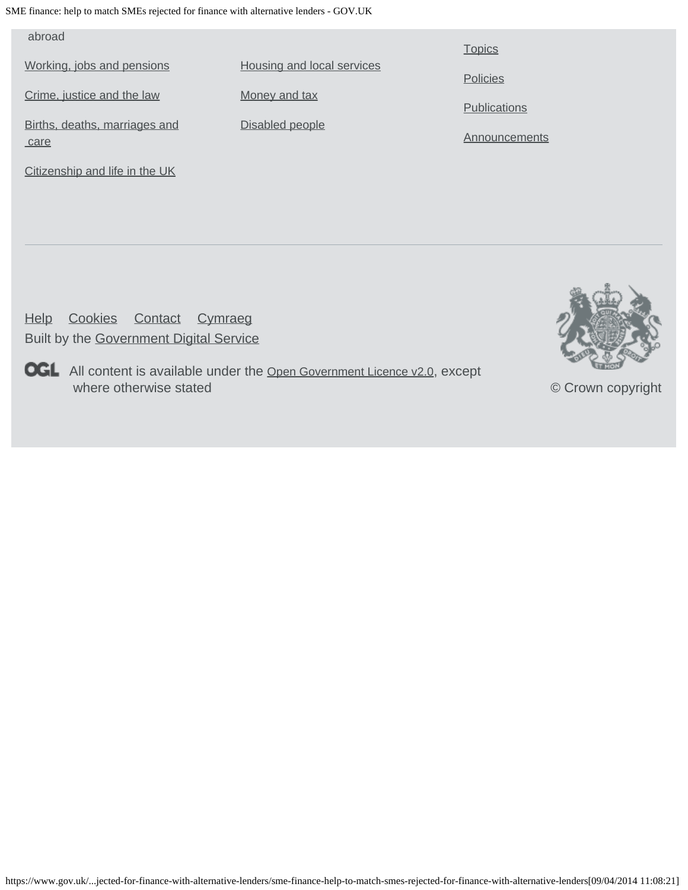abroad

Working, jobs and pensions

Crime, justice and the law

Births, deaths, marriages and care

Citizenship and life in the UK

Housing and local services

Money and tax

Disabled people

Topics

Policies

Publications

Announcements

Help Cookies Contact Cymraeg

Built by the Government Digital Service

All content is available under the Open Government Licence v2.0, except where otherwise stated

© Crown copyright